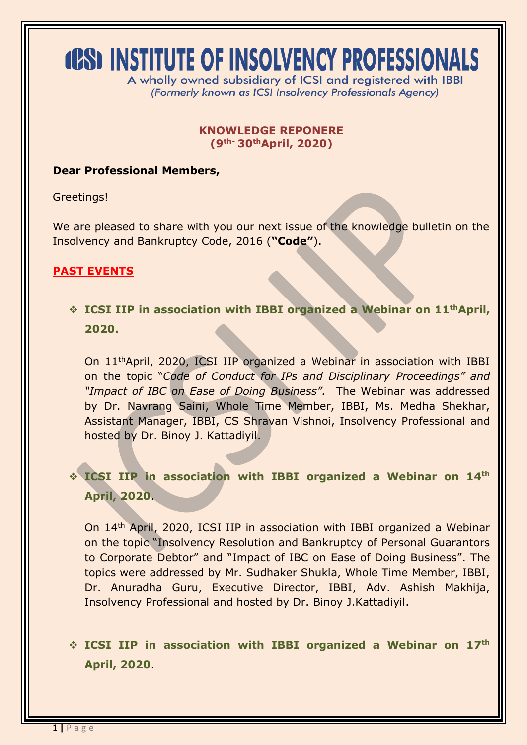# ICSI INSTITUTE OF INSOLVENCY PROFESSIONALS

A wholly owned subsidiary of ICSI and registered with IBBI
*(Formerly known as ICSI Insolvency Professionals Agency)*

**KNOWLEDGE REPONERE**
**(9th- 30th April, 2020)**

**Dear Professional Members,**

Greetings!

We are pleased to share with you our next issue of the knowledge bulletin on the Insolvency and Bankruptcy Code, 2016 (**"Code"**).

## PAST EVENTS

- **ICSI IIP in association with IBBI organized a Webinar on 11th April, 2020.**

  On 11th April, 2020, ICSI IIP organized a Webinar in association with IBBI on the topic *"Code of Conduct for IPs and Disciplinary Proceedings" and "Impact of IBC on Ease of Doing Business".* The Webinar was addressed by Dr. Navrang Saini, Whole Time Member, IBBI, Ms. Medha Shekhar, Assistant Manager, IBBI, CS Shravan Vishnoi, Insolvency Professional and hosted by Dr. Binoy J. Kattadiyil.

- **ICSI IIP in association with IBBI organized a Webinar on 14th April, 2020**.

  On 14th April, 2020, ICSI IIP in association with IBBI organized a Webinar on the topic "Insolvency Resolution and Bankruptcy of Personal Guarantors to Corporate Debtor" and "Impact of IBC on Ease of Doing Business". The topics were addressed by Mr. Sudhaker Shukla, Whole Time Member, IBBI, Dr. Anuradha Guru, Executive Director, IBBI, Adv. Ashish Makhija, Insolvency Professional and hosted by Dr. Binoy J.Kattadiyil.

- **ICSI IIP in association with IBBI organized a Webinar on 17th April, 2020**.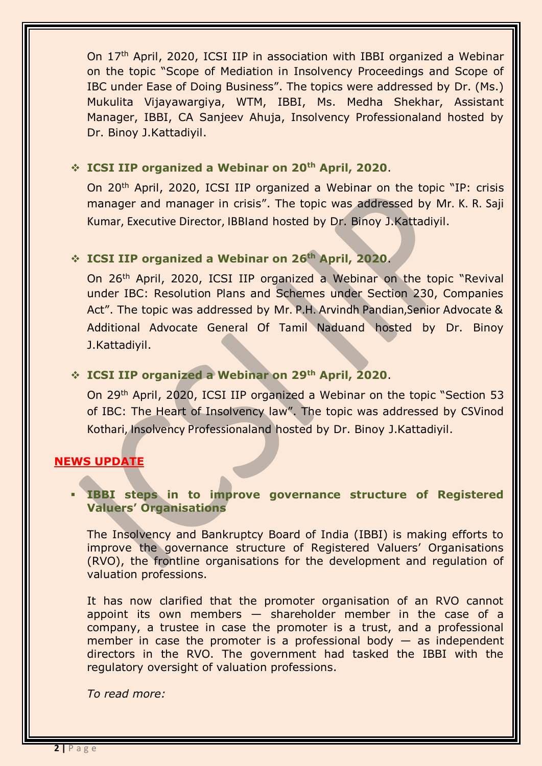On 17th April, 2020, ICSI IIP in association with IBBI organized a Webinar on the topic "Scope of Mediation in Insolvency Proceedings and Scope of IBC under Ease of Doing Business". The topics were addressed by Dr. (Ms.) Mukulita Vijayawargiya, WTM, IBBI, Ms. Medha Shekhar, Assistant Manager, IBBI, CA Sanjeev Ahuja, Insolvency Professionaland hosted by Dr. Binoy J.Kattadiyil.

- **ICSI IIP organized a Webinar on 20th April, 2020**.

  On 20th April, 2020, ICSI IIP organized a Webinar on the topic "IP: crisis manager and manager in crisis". The topic was addressed by Mr. K. R. Saji Kumar, Executive Director, IBBIand hosted by Dr. Binoy J.Kattadiyil.

- **ICSI IIP organized a Webinar on 26th April, 2020**.

  On 26th April, 2020, ICSI IIP organized a Webinar on the topic "Revival under IBC: Resolution Plans and Schemes under Section 230, Companies Act". The topic was addressed by Mr. P.H. Arvindh Pandian,Senior Advocate & Additional Advocate General Of Tamil Naduand hosted by Dr. Binoy J.Kattadiyil.

- **ICSI IIP organized a Webinar on 29th April, 2020**.

  On 29th April, 2020, ICSI IIP organized a Webinar on the topic "Section 53 of IBC: The Heart of Insolvency law". The topic was addressed by CSVinod Kothari, Insolvency Professionaland hosted by Dr. Binoy J.Kattadiyil.

## NEWS UPDATE

- **IBBI steps in to improve governance structure of Registered Valuers' Organisations**

  The Insolvency and Bankruptcy Board of India (IBBI) is making efforts to improve the governance structure of Registered Valuers' Organisations (RVO), the frontline organisations for the development and regulation of valuation professions.

  It has now clarified that the promoter organisation of an RVO cannot appoint its own members — shareholder member in the case of a company, a trustee in case the promoter is a trust, and a professional member in case the promoter is a professional body — as independent directors in the RVO. The government had tasked the IBBI with the regulatory oversight of valuation professions.

  *To read more:*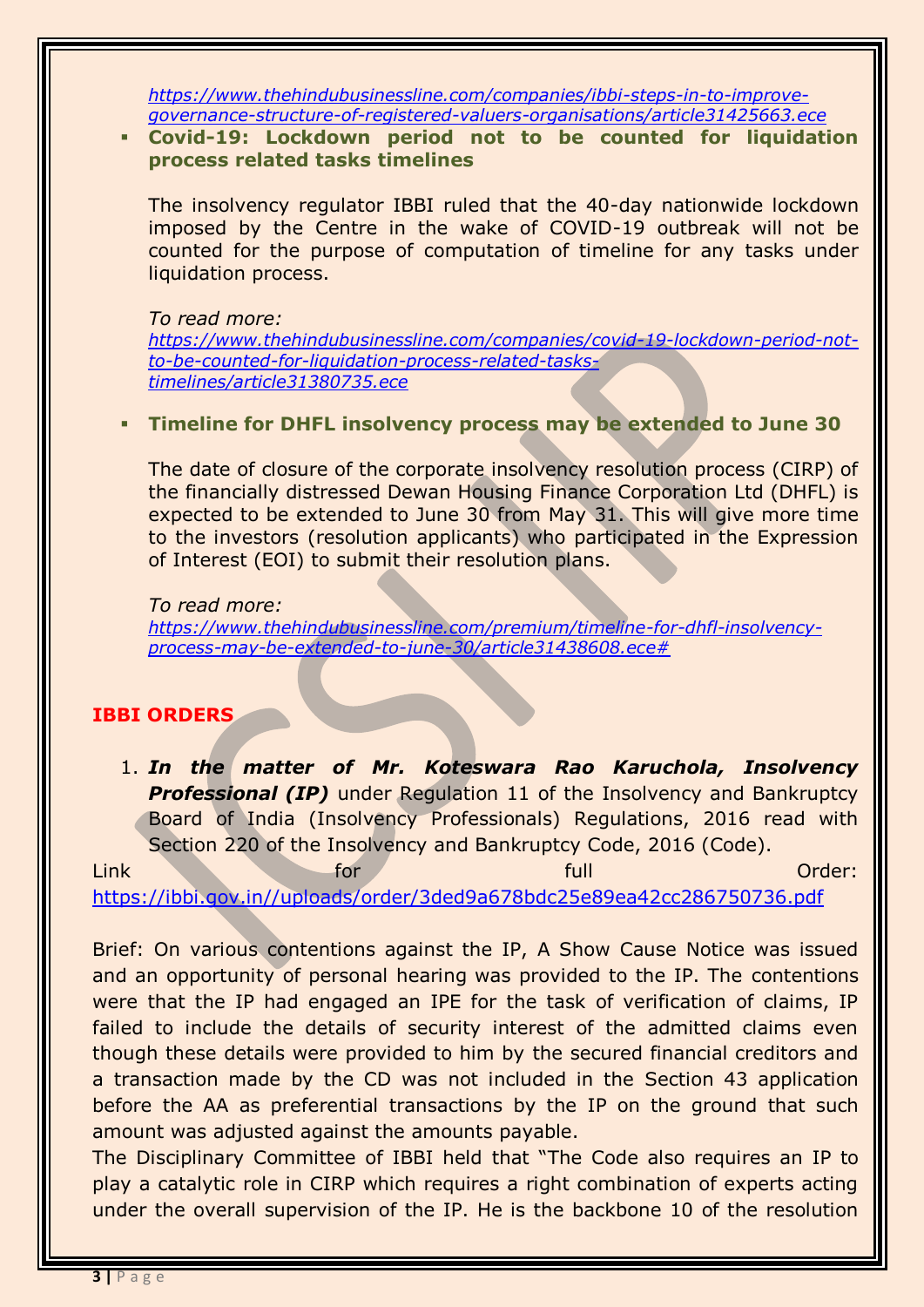*https://www.thehindubusinessline.com/companies/ibbi-steps-in-to-improve-governance-structure-of-registered-valuers-organisations/article31425663.ece*

- **Covid-19: Lockdown period not to be counted for liquidation process related tasks timelines**

  The insolvency regulator IBBI ruled that the 40-day nationwide lockdown imposed by the Centre in the wake of COVID-19 outbreak will not be counted for the purpose of computation of timeline for any tasks under liquidation process.

  *To read more:*
  *https://www.thehindubusinessline.com/companies/covid-19-lockdown-period-not-to-be-counted-for-liquidation-process-related-tasks-timelines/article31380735.ece*

- **Timeline for DHFL insolvency process may be extended to June 30**

  The date of closure of the corporate insolvency resolution process (CIRP) of the financially distressed Dewan Housing Finance Corporation Ltd (DHFL) is expected to be extended to June 30 from May 31. This will give more time to the investors (resolution applicants) who participated in the Expression of Interest (EOI) to submit their resolution plans.

  *To read more:*
  *https://www.thehindubusinessline.com/premium/timeline-for-dhfl-insolvency-process-may-be-extended-to-june-30/article31438608.ece#*

## IBBI ORDERS

1. ***In the matter of Mr. Koteswara Rao Karuchola, Insolvency Professional (IP)*** under Regulation 11 of the Insolvency and Bankruptcy Board of India (Insolvency Professionals) Regulations, 2016 read with Section 220 of the Insolvency and Bankruptcy Code, 2016 (Code).

Link for full Order:
https://ibbi.gov.in//uploads/order/3ded9a678bdc25e89ea42cc286750736.pdf

Brief: On various contentions against the IP, A Show Cause Notice was issued and an opportunity of personal hearing was provided to the IP. The contentions were that the IP had engaged an IPE for the task of verification of claims, IP failed to include the details of security interest of the admitted claims even though these details were provided to him by the secured financial creditors and a transaction made by the CD was not included in the Section 43 application before the AA as preferential transactions by the IP on the ground that such amount was adjusted against the amounts payable.

The Disciplinary Committee of IBBI held that "The Code also requires an IP to play a catalytic role in CIRP which requires a right combination of experts acting under the overall supervision of the IP. He is the backbone 10 of the resolution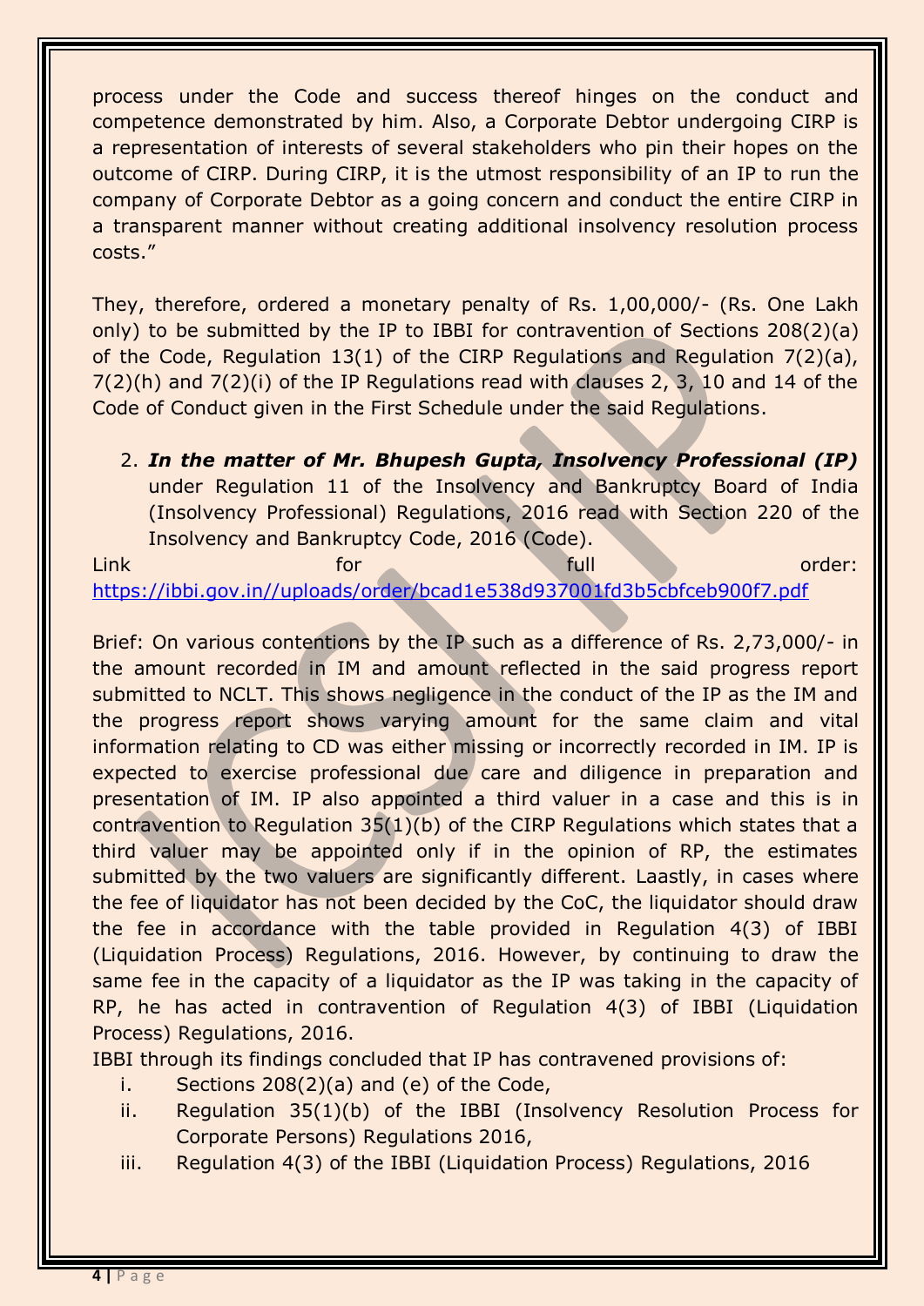process under the Code and success thereof hinges on the conduct and competence demonstrated by him. Also, a Corporate Debtor undergoing CIRP is a representation of interests of several stakeholders who pin their hopes on the outcome of CIRP. During CIRP, it is the utmost responsibility of an IP to run the company of Corporate Debtor as a going concern and conduct the entire CIRP in a transparent manner without creating additional insolvency resolution process costs."

They, therefore, ordered a monetary penalty of Rs. 1,00,000/- (Rs. One Lakh only) to be submitted by the IP to IBBI for contravention of Sections 208(2)(a) of the Code, Regulation 13(1) of the CIRP Regulations and Regulation 7(2)(a), 7(2)(h) and 7(2)(i) of the IP Regulations read with clauses 2, 3, 10 and 14 of the Code of Conduct given in the First Schedule under the said Regulations.

2. ***In the matter of Mr. Bhupesh Gupta, Insolvency Professional (IP)*** under Regulation 11 of the Insolvency and Bankruptcy Board of India (Insolvency Professional) Regulations, 2016 read with Section 220 of the Insolvency and Bankruptcy Code, 2016 (Code).

Link for full order: https://ibbi.gov.in//uploads/order/bcad1e538d937001fd3b5cbfceb900f7.pdf

Brief: On various contentions by the IP such as a difference of Rs. 2,73,000/- in the amount recorded in IM and amount reflected in the said progress report submitted to NCLT. This shows negligence in the conduct of the IP as the IM and the progress report shows varying amount for the same claim and vital information relating to CD was either missing or incorrectly recorded in IM. IP is expected to exercise professional due care and diligence in preparation and presentation of IM. IP also appointed a third valuer in a case and this is in contravention to Regulation 35(1)(b) of the CIRP Regulations which states that a third valuer may be appointed only if in the opinion of RP, the estimates submitted by the two valuers are significantly different. Laastly, in cases where the fee of liquidator has not been decided by the CoC, the liquidator should draw the fee in accordance with the table provided in Regulation 4(3) of IBBI (Liquidation Process) Regulations, 2016. However, by continuing to draw the same fee in the capacity of a liquidator as the IP was taking in the capacity of RP, he has acted in contravention of Regulation 4(3) of IBBI (Liquidation Process) Regulations, 2016.

IBBI through its findings concluded that IP has contravened provisions of:

i. Sections 208(2)(a) and (e) of the Code,
ii. Regulation 35(1)(b) of the IBBI (Insolvency Resolution Process for Corporate Persons) Regulations 2016,
iii. Regulation 4(3) of the IBBI (Liquidation Process) Regulations, 2016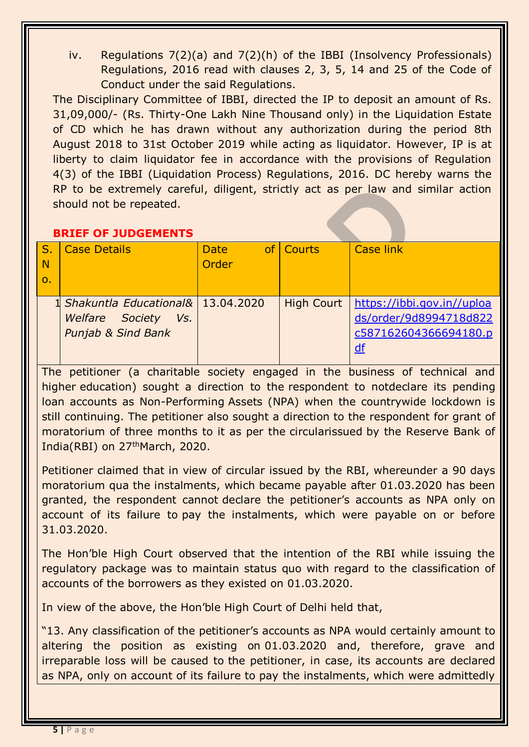iv. Regulations 7(2)(a) and 7(2)(h) of the IBBI (Insolvency Professionals) Regulations, 2016 read with clauses 2, 3, 5, 14 and 25 of the Code of Conduct under the said Regulations.

The Disciplinary Committee of IBBI, directed the IP to deposit an amount of Rs. 31,09,000/- (Rs. Thirty-One Lakh Nine Thousand only) in the Liquidation Estate of CD which he has drawn without any authorization during the period 8th August 2018 to 31st October 2019 while acting as liquidator. However, IP is at liberty to claim liquidator fee in accordance with the provisions of Regulation 4(3) of the IBBI (Liquidation Process) Regulations, 2016. DC hereby warns the RP to be extremely careful, diligent, strictly act as per law and similar action should not be repeated.

## BRIEF OF JUDGEMENTS

| S. No. | Case Details | Date of Order | Courts | Case link |
|---|---|---|---|---|
| 1 | *Shakuntla Educational& Welfare Society Vs. Punjab & Sind Bank* | 13.04.2020 | High Court | https://ibbi.gov.in//uploads/order/9d8994718d822c58716260436669418 0.pdf |

The petitioner (a charitable society engaged in the business of technical and higher education) sought a direction to the respondent to notdeclare its pending loan accounts as Non-Performing Assets (NPA) when the countrywide lockdown is still continuing. The petitioner also sought a direction to the respondent for grant of moratorium of three months to it as per the circularissued by the Reserve Bank of India(RBI) on 27th March, 2020.

Petitioner claimed that in view of circular issued by the RBI, whereunder a 90 days moratorium qua the instalments, which became payable after 01.03.2020 has been granted, the respondent cannot declare the petitioner's accounts as NPA only on account of its failure to pay the instalments, which were payable on or before 31.03.2020.

The Hon'ble High Court observed that the intention of the RBI while issuing the regulatory package was to maintain status quo with regard to the classification of accounts of the borrowers as they existed on 01.03.2020.

In view of the above, the Hon'ble High Court of Delhi held that,

"13. Any classification of the petitioner's accounts as NPA would certainly amount to altering the position as existing on 01.03.2020 and, therefore, grave and irreparable loss will be caused to the petitioner, in case, its accounts are declared as NPA, only on account of its failure to pay the instalments, which were admittedly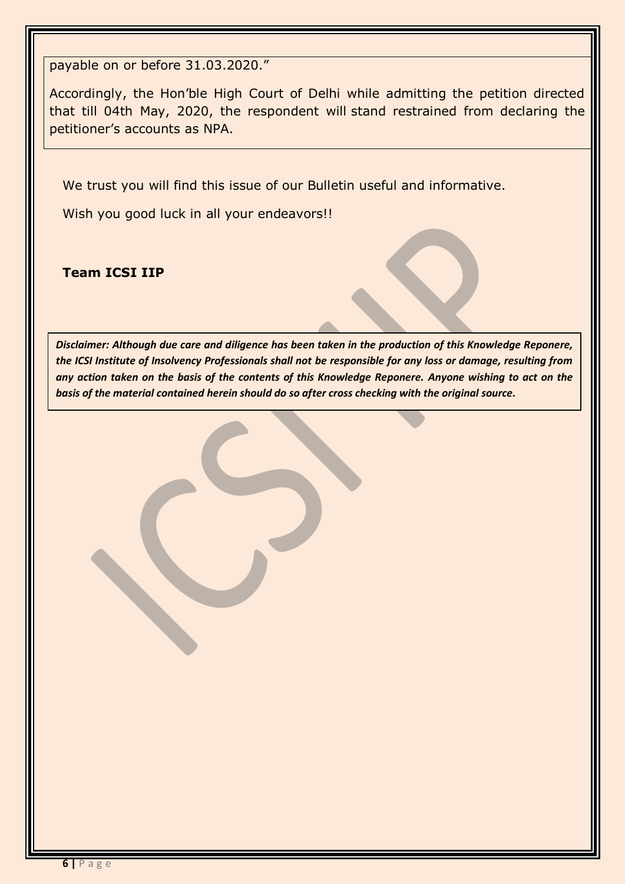payable on or before 31.03.2020."

Accordingly, the Hon'ble High Court of Delhi while admitting the petition directed that till 04th May, 2020, the respondent will stand restrained from declaring the petitioner's accounts as NPA.

We trust you will find this issue of our Bulletin useful and informative.

Wish you good luck in all your endeavors!!

**Team ICSI IIP**

***Disclaimer: Although due care and diligence has been taken in the production of this Knowledge Reponere, the ICSI Institute of Insolvency Professionals shall not be responsible for any loss or damage, resulting from any action taken on the basis of the contents of this Knowledge Reponere. Anyone wishing to act on the basis of the material contained herein should do so after cross checking with the original source.***